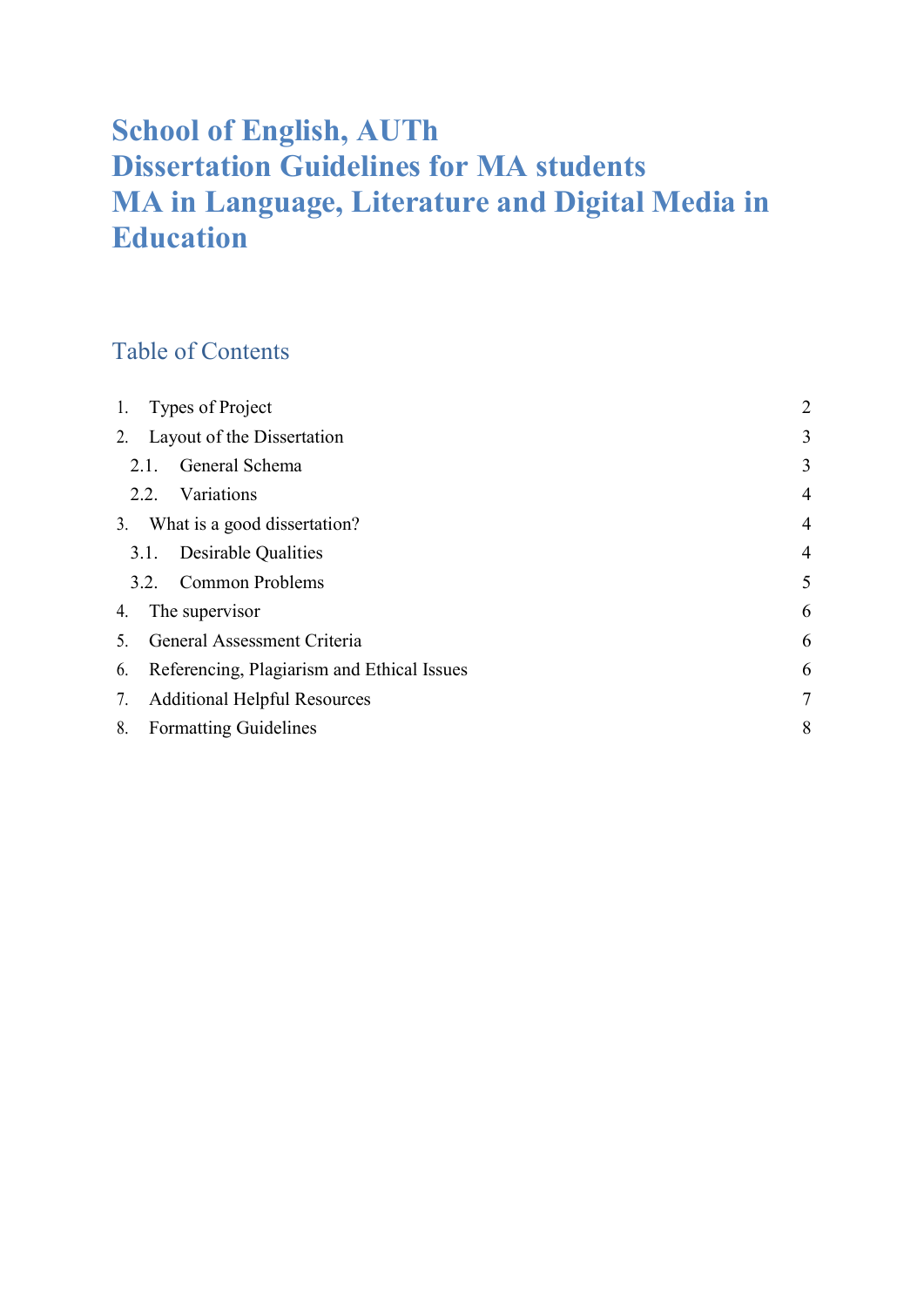# School of English, AUTh
# Dissertation Guidelines for MA students
# MA in Language, Literature and Digital Media in Education

## Table of Contents

| | |
|---|---|
| 1. Types of Project | 2 |
| 2. Layout of the Dissertation | 3 |
| 2.1. General Schema | 3 |
| 2.2. Variations | 4 |
| 3. What is a good dissertation? | 4 |
| 3.1. Desirable Qualities | 4 |
| 3.2. Common Problems | 5 |
| 4. The supervisor | 6 |
| 5. General Assessment Criteria | 6 |
| 6. Referencing, Plagiarism and Ethical Issues | 6 |
| 7. Additional Helpful Resources | 7 |
| 8. Formatting Guidelines | 8 |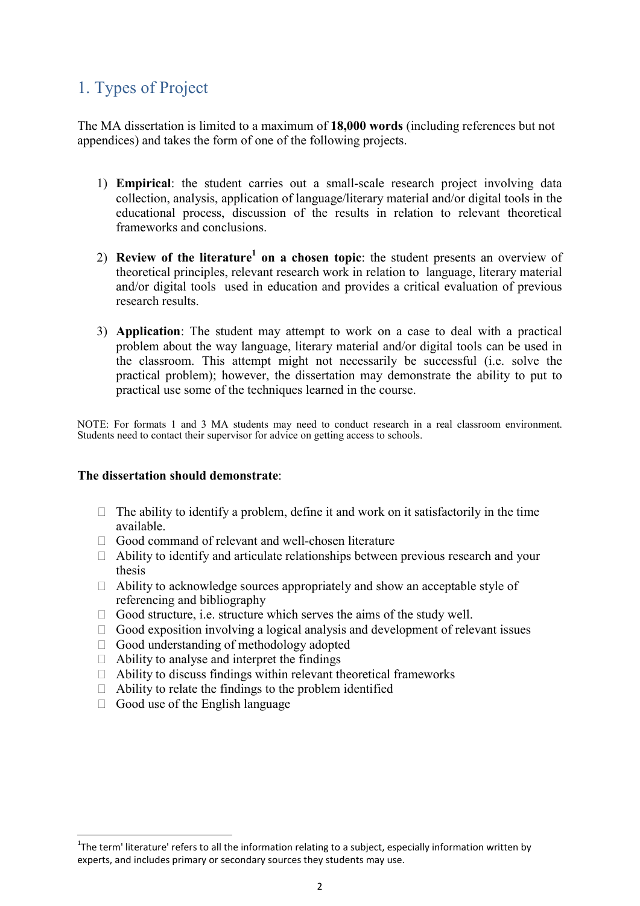# 1. Types of Project

The MA dissertation is limited to a maximum of **18,000 words** (including references but not appendices) and takes the form of one of the following projects.

1) **Empirical**: the student carries out a small-scale research project involving data collection, analysis, application of language/literary material and/or digital tools in the educational process, discussion of the results in relation to relevant theoretical frameworks and conclusions.

2) **Review of the literature[1] on a chosen topic**: the student presents an overview of theoretical principles, relevant research work in relation to language, literary material and/or digital tools used in education and provides a critical evaluation of previous research results.

3) **Application**: The student may attempt to work on a case to deal with a practical problem about the way language, literary material and/or digital tools can be used in the classroom. This attempt might not necessarily be successful (i.e. solve the practical problem); however, the dissertation may demonstrate the ability to put to practical use some of the techniques learned in the course.

NOTE: For formats 1 and 3 MA students may need to conduct research in a real classroom environment. Students need to contact their supervisor for advice on getting access to schools.

**The dissertation should demonstrate**:

- The ability to identify a problem, define it and work on it satisfactorily in the time available.
- Good command of relevant and well-chosen literature
- Ability to identify and articulate relationships between previous research and your thesis
- Ability to acknowledge sources appropriately and show an acceptable style of referencing and bibliography
- Good structure, i.e. structure which serves the aims of the study well.
- Good exposition involving a logical analysis and development of relevant issues
- Good understanding of methodology adopted
- Ability to analyse and interpret the findings
- Ability to discuss findings within relevant theoretical frameworks
- Ability to relate the findings to the problem identified
- Good use of the English language

[1] The term' literature' refers to all the information relating to a subject, especially information written by experts, and includes primary or secondary sources they students may use.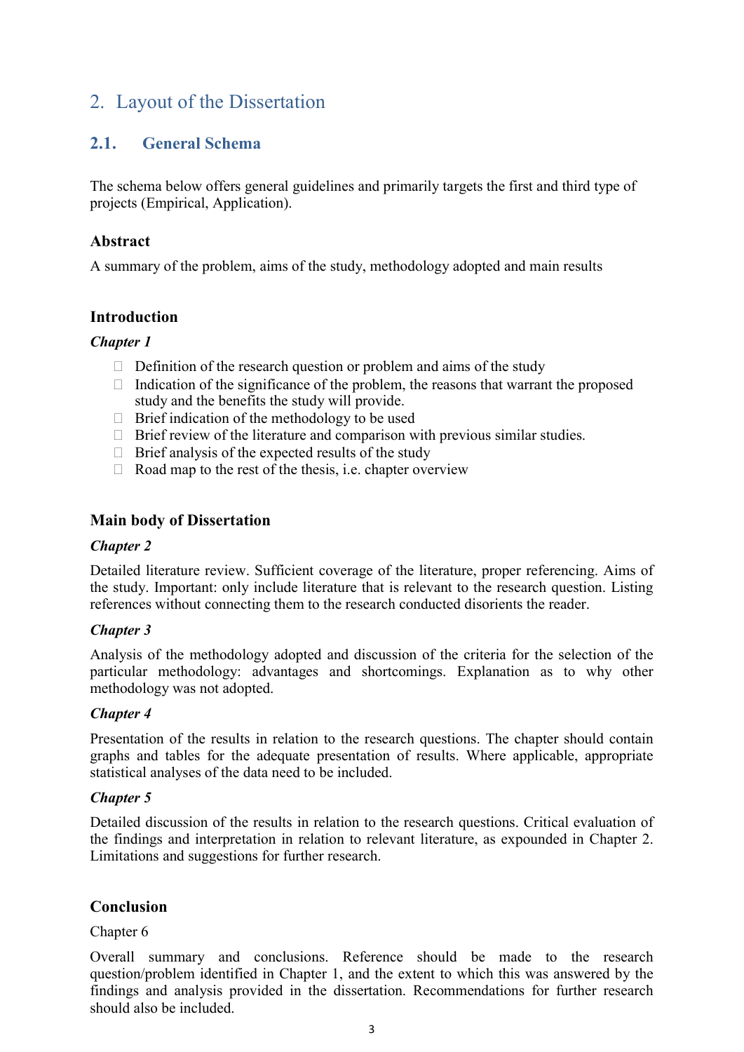## 2. Layout of the Dissertation

### 2.1. General Schema

The schema below offers general guidelines and primarily targets the first and third type of projects (Empirical, Application).

**Abstract**

A summary of the problem, aims of the study, methodology adopted and main results

**Introduction**

***Chapter 1***

- Definition of the research question or problem and aims of the study
- Indication of the significance of the problem, the reasons that warrant the proposed study and the benefits the study will provide.
- Brief indication of the methodology to be used
- Brief review of the literature and comparison with previous similar studies.
- Brief analysis of the expected results of the study
- Road map to the rest of the thesis, i.e. chapter overview

**Main body of Dissertation**

***Chapter 2***

Detailed literature review. Sufficient coverage of the literature, proper referencing. Aims of the study. Important: only include literature that is relevant to the research question. Listing references without connecting them to the research conducted disorients the reader.

***Chapter 3***

Analysis of the methodology adopted and discussion of the criteria for the selection of the particular methodology: advantages and shortcomings. Explanation as to why other methodology was not adopted.

***Chapter 4***

Presentation of the results in relation to the research questions. The chapter should contain graphs and tables for the adequate presentation of results. Where applicable, appropriate statistical analyses of the data need to be included.

***Chapter 5***

Detailed discussion of the results in relation to the research questions. Critical evaluation of the findings and interpretation in relation to relevant literature, as expounded in Chapter 2. Limitations and suggestions for further research.

**Conclusion**

Chapter 6

Overall summary and conclusions. Reference should be made to the research question/problem identified in Chapter 1, and the extent to which this was answered by the findings and analysis provided in the dissertation. Recommendations for further research should also be included.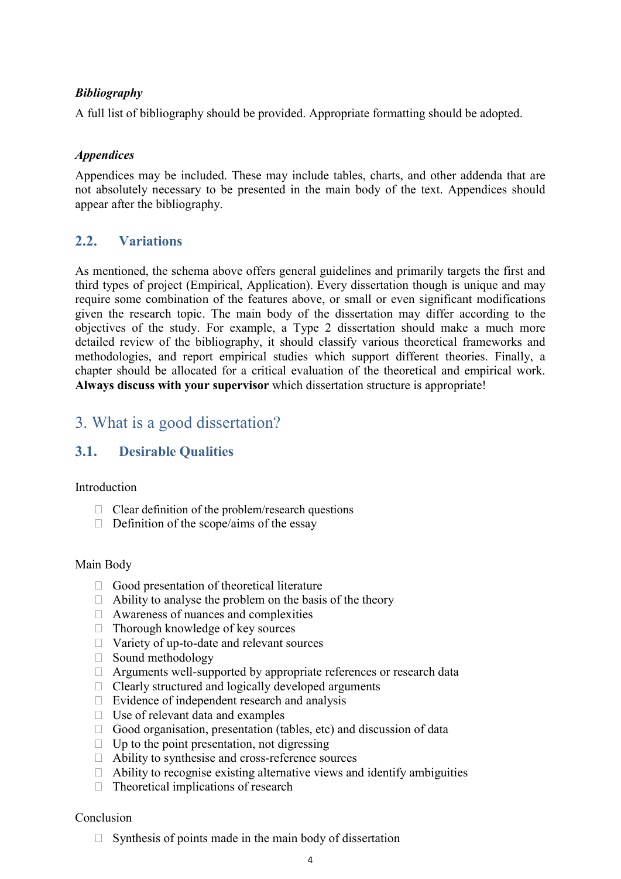### *Bibliography*

A full list of bibliography should be provided. Appropriate formatting should be adopted.

### *Appendices*

Appendices may be included. These may include tables, charts, and other addenda that are not absolutely necessary to be presented in the main body of the text. Appendices should appear after the bibliography.

## 2.2. Variations

As mentioned, the schema above offers general guidelines and primarily targets the first and third types of project (Empirical, Application). Every dissertation though is unique and may require some combination of the features above, or small or even significant modifications given the research topic. The main body of the dissertation may differ according to the objectives of the study. For example, a Type 2 dissertation should make a much more detailed review of the bibliography, it should classify various theoretical frameworks and methodologies, and report empirical studies which support different theories. Finally, a chapter should be allocated for a critical evaluation of the theoretical and empirical work. **Always discuss with your supervisor** which dissertation structure is appropriate!

# 3. What is a good dissertation?

## 3.1. Desirable Qualities

Introduction

- Clear definition of the problem/research questions
- Definition of the scope/aims of the essay

Main Body

- Good presentation of theoretical literature
- Ability to analyse the problem on the basis of the theory
- Awareness of nuances and complexities
- Thorough knowledge of key sources
- Variety of up-to-date and relevant sources
- Sound methodology
- Arguments well-supported by appropriate references or research data
- Clearly structured and logically developed arguments
- Evidence of independent research and analysis
- Use of relevant data and examples
- Good organisation, presentation (tables, etc) and discussion of data
- Up to the point presentation, not digressing
- Ability to synthesise and cross-reference sources
- Ability to recognise existing alternative views and identify ambiguities
- Theoretical implications of research

Conclusion

- Synthesis of points made in the main body of dissertation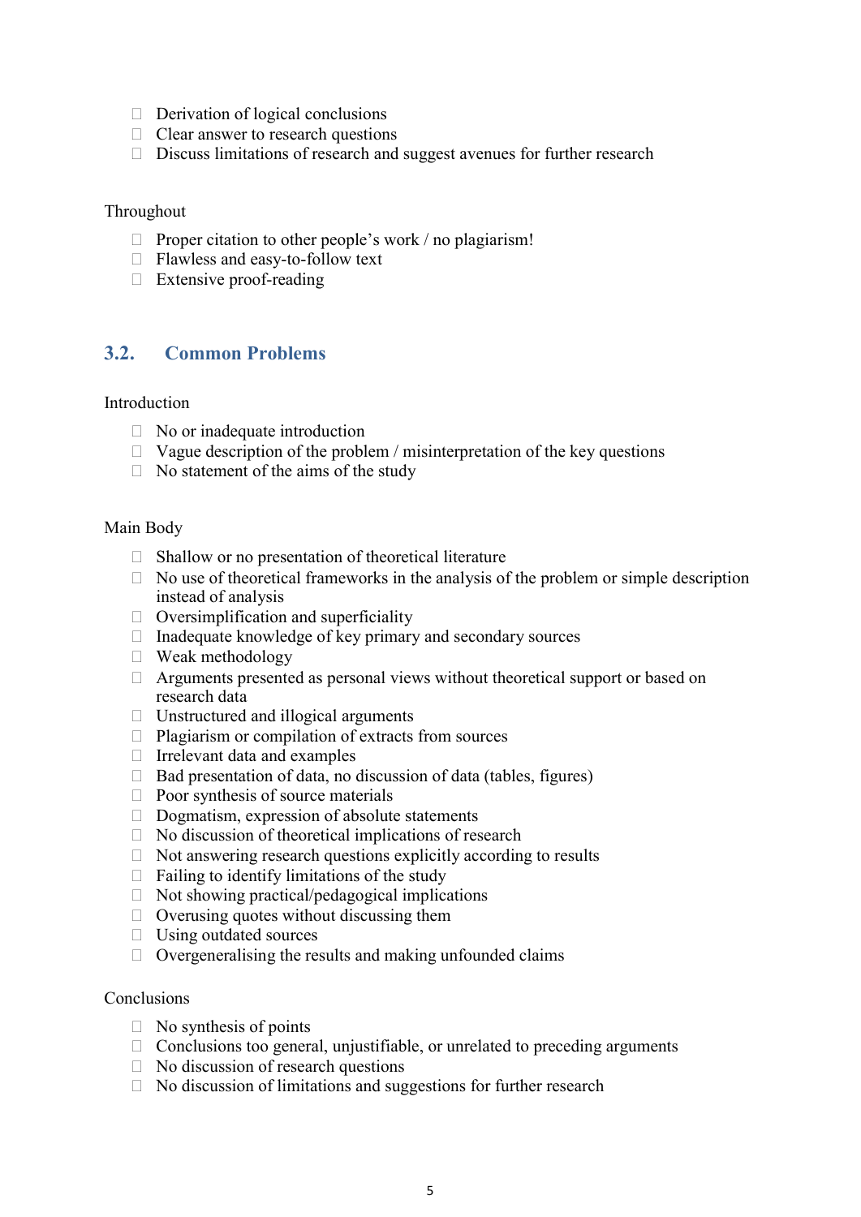- Derivation of logical conclusions
- Clear answer to research questions
- Discuss limitations of research and suggest avenues for further research

Throughout

- Proper citation to other people's work / no plagiarism!
- Flawless and easy-to-follow text
- Extensive proof-reading

## 3.2. Common Problems

Introduction

- No or inadequate introduction
- Vague description of the problem / misinterpretation of the key questions
- No statement of the aims of the study

Main Body

- Shallow or no presentation of theoretical literature
- No use of theoretical frameworks in the analysis of the problem or simple description instead of analysis
- Oversimplification and superficiality
- Inadequate knowledge of key primary and secondary sources
- Weak methodology
- Arguments presented as personal views without theoretical support or based on research data
- Unstructured and illogical arguments
- Plagiarism or compilation of extracts from sources
- Irrelevant data and examples
- Bad presentation of data, no discussion of data (tables, figures)
- Poor synthesis of source materials
- Dogmatism, expression of absolute statements
- No discussion of theoretical implications of research
- Not answering research questions explicitly according to results
- Failing to identify limitations of the study
- Not showing practical/pedagogical implications
- Overusing quotes without discussing them
- Using outdated sources
- Overgeneralising the results and making unfounded claims

Conclusions

- No synthesis of points
- Conclusions too general, unjustifiable, or unrelated to preceding arguments
- No discussion of research questions
- No discussion of limitations and suggestions for further research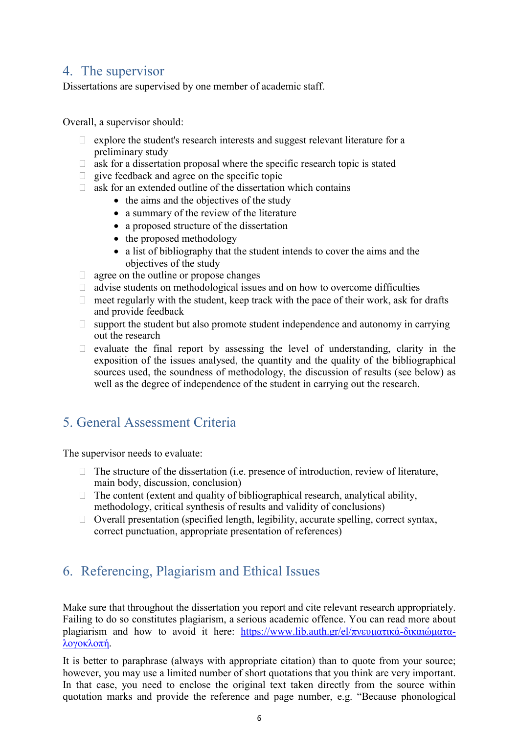## 4. The supervisor

Dissertations are supervised by one member of academic staff.

Overall, a supervisor should:

- explore the student's research interests and suggest relevant literature for a preliminary study
- ask for a dissertation proposal where the specific research topic is stated
- give feedback and agree on the specific topic
- ask for an extended outline of the dissertation which contains
  - the aims and the objectives of the study
  - a summary of the review of the literature
  - a proposed structure of the dissertation
  - the proposed methodology
  - a list of bibliography that the student intends to cover the aims and the objectives of the study
- agree on the outline or propose changes
- advise students on methodological issues and on how to overcome difficulties
- meet regularly with the student, keep track with the pace of their work, ask for drafts and provide feedback
- support the student but also promote student independence and autonomy in carrying out the research
- evaluate the final report by assessing the level of understanding, clarity in the exposition of the issues analysed, the quantity and the quality of the bibliographical sources used, the soundness of methodology, the discussion of results (see below) as well as the degree of independence of the student in carrying out the research.

## 5. General Assessment Criteria

The supervisor needs to evaluate:

- The structure of the dissertation (i.e. presence of introduction, review of literature, main body, discussion, conclusion)
- The content (extent and quality of bibliographical research, analytical ability, methodology, critical synthesis of results and validity of conclusions)
- Overall presentation (specified length, legibility, accurate spelling, correct syntax, correct punctuation, appropriate presentation of references)

## 6. Referencing, Plagiarism and Ethical Issues

Make sure that throughout the dissertation you report and cite relevant research appropriately. Failing to do so constitutes plagiarism, a serious academic offence. You can read more about plagiarism and how to avoid it here: [https://www.lib.auth.gr/el/πνευματικά-δικαιώματα-λογοκλοπή](https://www.lib.auth.gr/el/πνευματικά-δικαιώματα-λογοκλοπή).

It is better to paraphrase (always with appropriate citation) than to quote from your source; however, you may use a limited number of short quotations that you think are very important. In that case, you need to enclose the original text taken directly from the source within quotation marks and provide the reference and page number, e.g. "Because phonological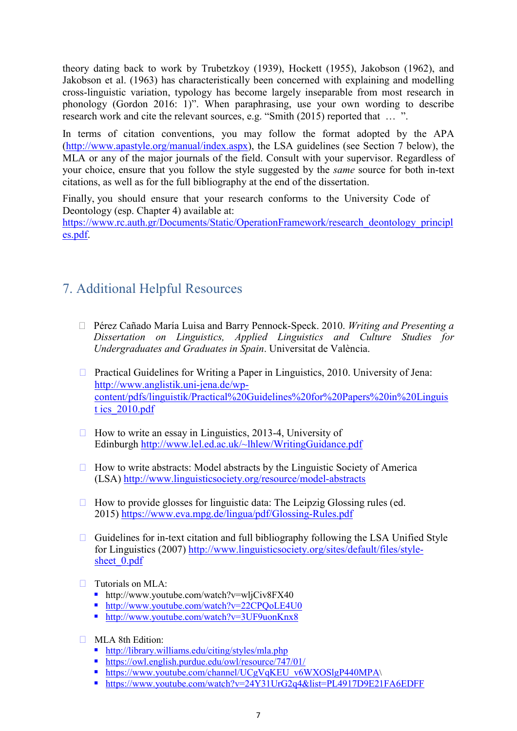theory dating back to work by Trubetzkoy (1939), Hockett (1955), Jakobson (1962), and Jakobson et al. (1963) has characteristically been concerned with explaining and modelling cross-linguistic variation, typology has become largely inseparable from most research in phonology (Gordon 2016: 1)". When paraphrasing, use your own wording to describe research work and cite the relevant sources, e.g. "Smith (2015) reported that … ".

In terms of citation conventions, you may follow the format adopted by the APA (http://www.apastyle.org/manual/index.aspx), the LSA guidelines (see Section 7 below), the MLA or any of the major journals of the field. Consult with your supervisor. Regardless of your choice, ensure that you follow the style suggested by the *same* source for both in-text citations, as well as for the full bibliography at the end of the dissertation.

Finally, you should ensure that your research conforms to the University Code of Deontology (esp. Chapter 4) available at: https://www.rc.auth.gr/Documents/Static/OperationFramework/research_deontology_principles.pdf.

## 7. Additional Helpful Resources

- Pérez Cañado María Luisa and Barry Pennock-Speck. 2010. *Writing and Presenting a Dissertation on Linguistics, Applied Linguistics and Culture Studies for Undergraduates and Graduates in Spain*. Universitat de València.

- Practical Guidelines for Writing a Paper in Linguistics, 2010. University of Jena: http://www.anglistik.uni-jena.de/wp-content/pdfs/linguistik/Practical%20Guidelines%20for%20Papers%20in%20Linguistics_2010.pdf

- How to write an essay in Linguistics, 2013-4, University of Edinburgh http://www.lel.ed.ac.uk/~lhlew/WritingGuidance.pdf

- How to write abstracts: Model abstracts by the Linguistic Society of America (LSA) http://www.linguisticsociety.org/resource/model-abstracts

- How to provide glosses for linguistic data: The Leipzig Glossing rules (ed. 2015) https://www.eva.mpg.de/lingua/pdf/Glossing-Rules.pdf

- Guidelines for in-text citation and full bibliography following the LSA Unified Style for Linguistics (2007) http://www.linguisticsociety.org/sites/default/files/style-sheet_0.pdf

- Tutorials on MLA:
  - http://www.youtube.com/watch?v=wljCiv8FX40
  - http://www.youtube.com/watch?v=22CPQoLE4U0
  - http://www.youtube.com/watch?v=3UF9uonKnx8

- MLA 8th Edition:
  - http://library.williams.edu/citing/styles/mla.php
  - https://owl.english.purdue.edu/owl/resource/747/01/
  - https://www.youtube.com/channel/UCgVqKEU_v6WXOSlgP440MPA\
  - https://www.youtube.com/watch?v=24Y31UrG2q4&list=PL4917D9E21FA6EDFF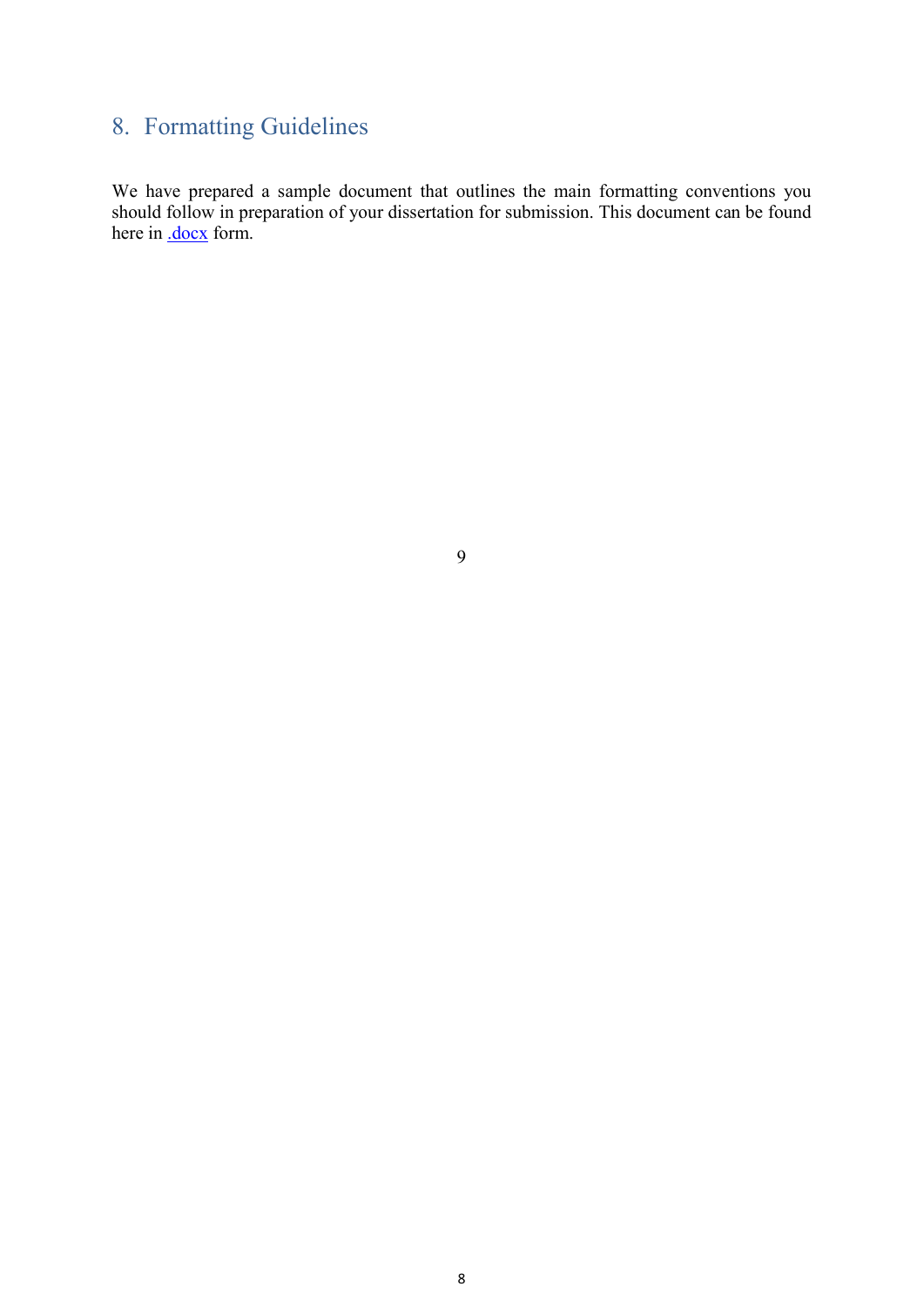# 8. Formatting Guidelines

We have prepared a sample document that outlines the main formatting conventions you should follow in preparation of your dissertation for submission. This document can be found here in .docx form.